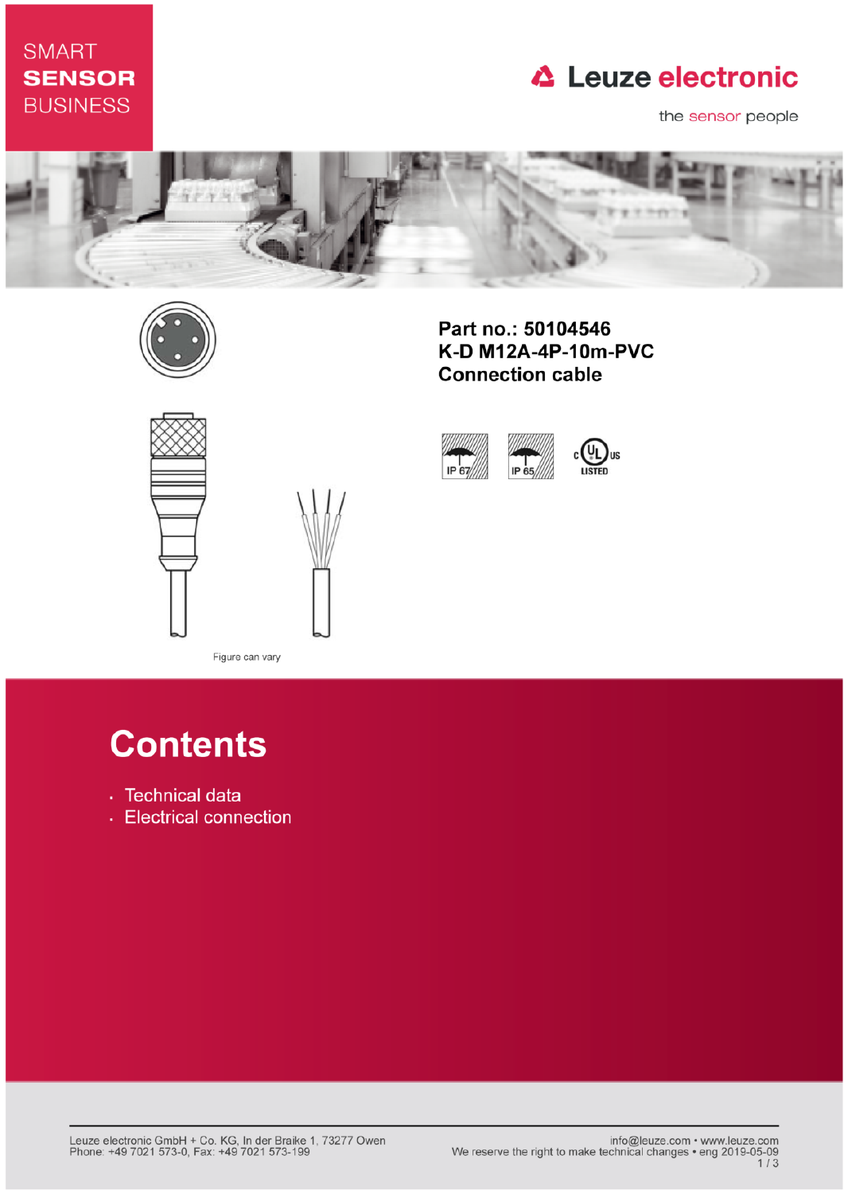SMART
**SENSOR**
BUSINESS

Leuze electronic

the sensor people

**Part no.: 50104546**
**K-D M12A-4P-10m-PVC**
**Connection cable**

IP 67 IP 65 c UL us LISTED

Figure can vary

# Contents

- Technical data
- Electrical connection

Leuze electronic GmbH + Co. KG, In der Braike 1, 73277 Owen
Phone: +49 7021 573-0, Fax: +49 7021 573-199

info@leuze.com • www.leuze.com
We reserve the right to make technical changes • eng 2019-05-09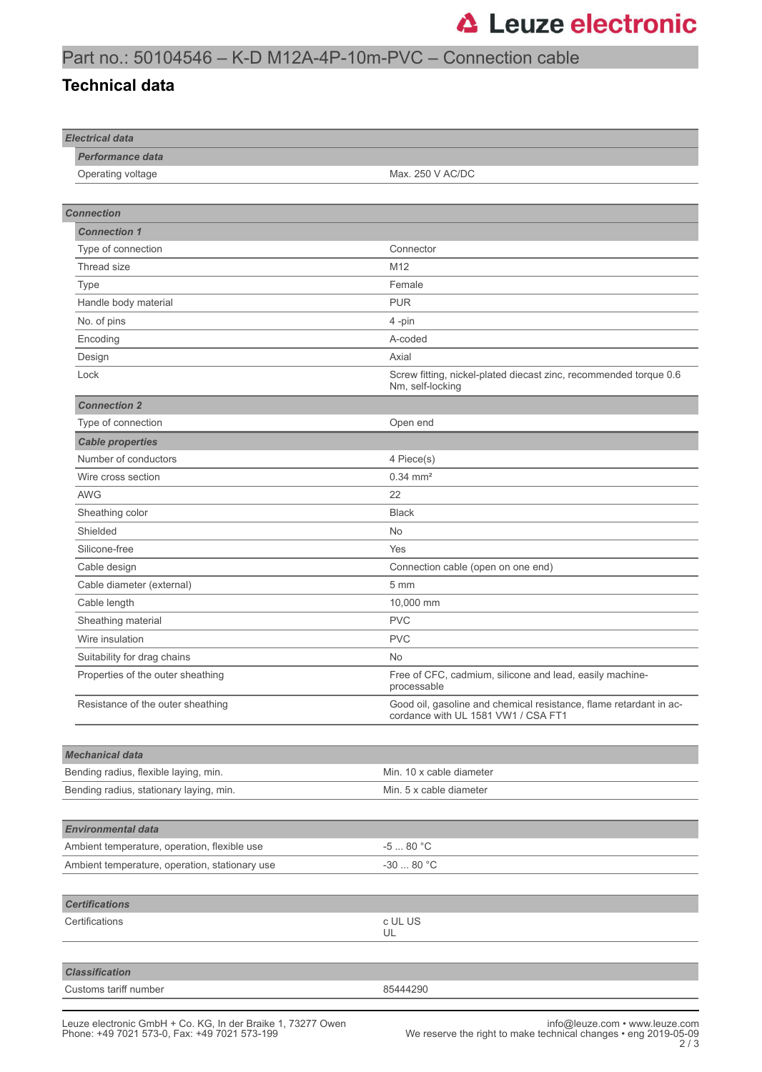# Part no.: 50104546 – K-D M12A-4P-10m-PVC – Connection cable

## Technical data

### Electrical data

#### Performance data

| | |
|---|---|
| Operating voltage | Max. 250 V AC/DC |

### Connection

#### Connection 1

| | |
|---|---|
| Type of connection | Connector |
| Thread size | M12 |
| Type | Female |
| Handle body material | PUR |
| No. of pins | 4 -pin |
| Encoding | A-coded |
| Design | Axial |
| Lock | Screw fitting, nickel-plated diecast zinc, recommended torque 0.6 Nm, self-locking |

#### Connection 2

| | |
|---|---|
| Type of connection | Open end |

#### Cable properties

| | |
|---|---|
| Number of conductors | 4 Piece(s) |
| Wire cross section | 0.34 mm² |
| AWG | 22 |
| Sheathing color | Black |
| Shielded | No |
| Silicone-free | Yes |
| Cable design | Connection cable (open on one end) |
| Cable diameter (external) | 5 mm |
| Cable length | 10,000 mm |
| Sheathing material | PVC |
| Wire insulation | PVC |
| Suitability for drag chains | No |
| Properties of the outer sheathing | Free of CFC, cadmium, silicone and lead, easily machine-processable |
| Resistance of the outer sheathing | Good oil, gasoline and chemical resistance, flame retardant in accordance with UL 1581 VW1 / CSA FT1 |

### Mechanical data

| | |
|---|---|
| Bending radius, flexible laying, min. | Min. 10 x cable diameter |
| Bending radius, stationary laying, min. | Min. 5 x cable diameter |

### Environmental data

| | |
|---|---|
| Ambient temperature, operation, flexible use | -5 ... 80 °C |
| Ambient temperature, operation, stationary use | -30 ... 80 °C |

### Certifications

| | |
|---|---|
| Certifications | c UL US<br>UL |

### Classification

| | |
|---|---|
| Customs tariff number | 85444290 |

Leuze electronic GmbH + Co. KG, In der Braike 1, 73277 Owen
Phone: +49 7021 573-0, Fax: +49 7021 573-199

info@leuze.com • www.leuze.com
We reserve the right to make technical changes • eng 2019-05-09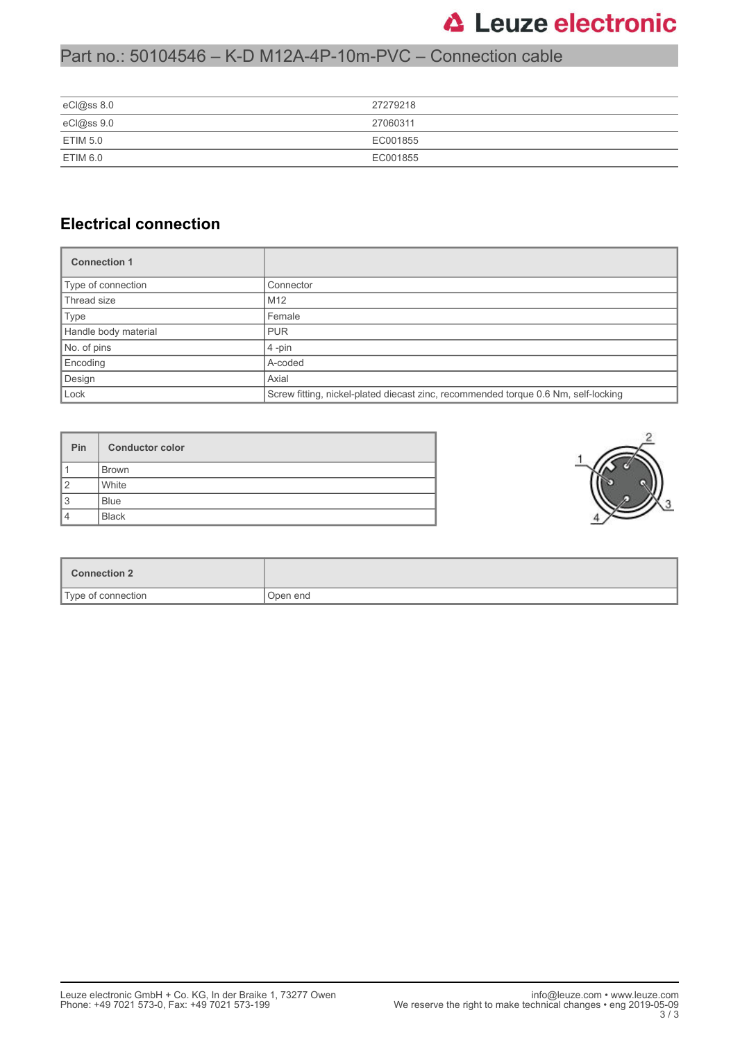| | |
|---|---|
| eCl@ss 8.0 | 27279218 |
| eCl@ss 9.0 | 27060311 |
| ETIM 5.0 | EC001855 |
| ETIM 6.0 | EC001855 |

## Electrical connection

| Connection 1 | |
|---|---|
| Type of connection | Connector |
| Thread size | M12 |
| Type | Female |
| Handle body material | PUR |
| No. of pins | 4 -pin |
| Encoding | A-coded |
| Design | Axial |
| Lock | Screw fitting, nickel-plated diecast zinc, recommended torque 0.6 Nm, self-locking |

| Pin | Conductor color |
|---|---|
| 1 | Brown |
| 2 | White |
| 3 | Blue |
| 4 | Black |

1
2
3
4

| Connection 2 | |
|---|---|
| Type of connection | Open end |

Leuze electronic GmbH + Co. KG, In der Braike 1, 73277 Owen
Phone: +49 7021 573-0, Fax: +49 7021 573-199

info@leuze.com • www.leuze.com
We reserve the right to make technical changes • eng 2019-05-09